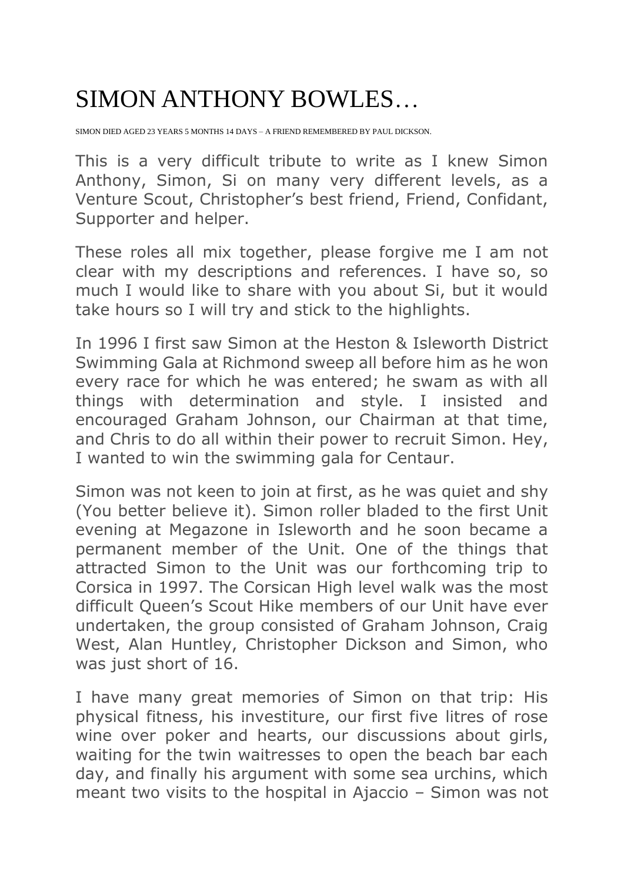# SIMON ANTHONY BOWLES…

SIMON DIED AGED 23 YEARS 5 MONTHS 14 DAYS – A FRIEND REMEMBERED BY PAUL DICKSON.

This is a very difficult tribute to write as I knew Simon Anthony, Simon, Si on many very different levels, as a Venture Scout, Christopher's best friend, Friend, Confidant, Supporter and helper.

These roles all mix together, please forgive me I am not clear with my descriptions and references. I have so, so much I would like to share with you about Si, but it would take hours so I will try and stick to the highlights.

In 1996 I first saw Simon at the Heston & Isleworth District Swimming Gala at Richmond sweep all before him as he won every race for which he was entered; he swam as with all things with determination and style. I insisted and encouraged Graham Johnson, our Chairman at that time, and Chris to do all within their power to recruit Simon. Hey, I wanted to win the swimming gala for Centaur.

Simon was not keen to join at first, as he was quiet and shy (You better believe it). Simon roller bladed to the first Unit evening at Megazone in Isleworth and he soon became a permanent member of the Unit. One of the things that attracted Simon to the Unit was our forthcoming trip to Corsica in 1997. The Corsican High level walk was the most difficult Queen's Scout Hike members of our Unit have ever undertaken, the group consisted of Graham Johnson, Craig West, Alan Huntley, Christopher Dickson and Simon, who was just short of 16.

I have many great memories of Simon on that trip: His physical fitness, his investiture, our first five litres of rose wine over poker and hearts, our discussions about girls, waiting for the twin waitresses to open the beach bar each day, and finally his argument with some sea urchins, which meant two visits to the hospital in Ajaccio – Simon was not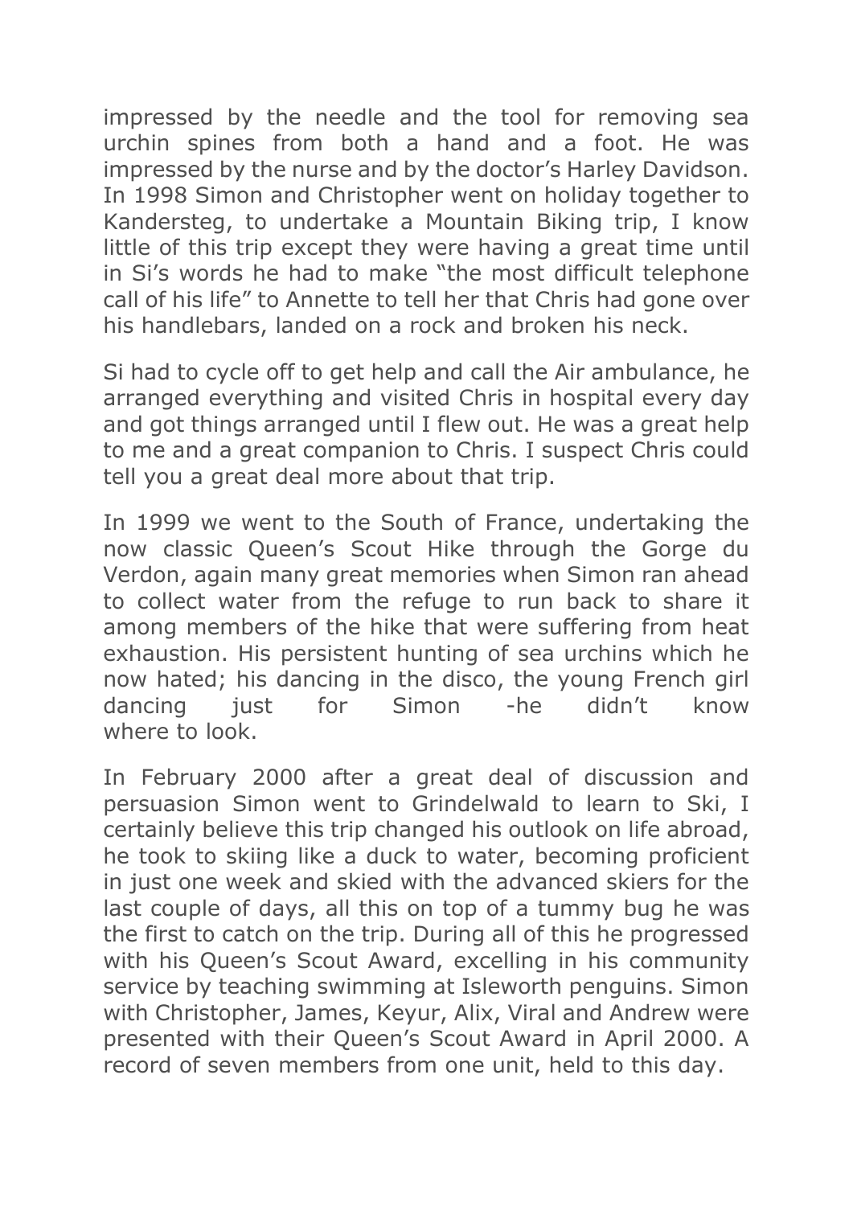impressed by the needle and the tool for removing sea urchin spines from both a hand and a foot. He was impressed by the nurse and by the doctor's Harley Davidson. In 1998 Simon and Christopher went on holiday together to Kandersteg, to undertake a Mountain Biking trip, I know little of this trip except they were having a great time until in Si's words he had to make "the most difficult telephone call of his life" to Annette to tell her that Chris had gone over his handlebars, landed on a rock and broken his neck.

Si had to cycle off to get help and call the Air ambulance, he arranged everything and visited Chris in hospital every day and got things arranged until I flew out. He was a great help to me and a great companion to Chris. I suspect Chris could tell you a great deal more about that trip.

In 1999 we went to the South of France, undertaking the now classic Queen's Scout Hike through the Gorge du Verdon, again many great memories when Simon ran ahead to collect water from the refuge to run back to share it among members of the hike that were suffering from heat exhaustion. His persistent hunting of sea urchins which he now hated; his dancing in the disco, the young French girl dancing just for Simon -he didn't know where to look.

In February 2000 after a great deal of discussion and persuasion Simon went to Grindelwald to learn to Ski, I certainly believe this trip changed his outlook on life abroad, he took to skiing like a duck to water, becoming proficient in just one week and skied with the advanced skiers for the last couple of days, all this on top of a tummy bug he was the first to catch on the trip. During all of this he progressed with his Queen's Scout Award, excelling in his community service by teaching swimming at Isleworth penguins. Simon with Christopher, James, Keyur, Alix, Viral and Andrew were presented with their Queen's Scout Award in April 2000. A record of seven members from one unit, held to this day.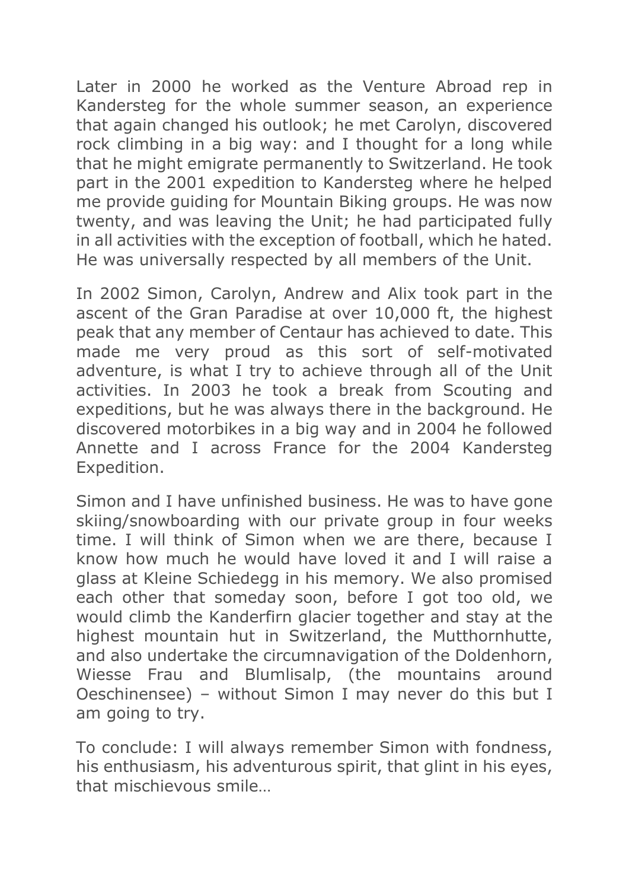Later in 2000 he worked as the Venture Abroad rep in Kandersteg for the whole summer season, an experience that again changed his outlook; he met Carolyn, discovered rock climbing in a big way: and I thought for a long while that he might emigrate permanently to Switzerland. He took part in the 2001 expedition to Kandersteg where he helped me provide guiding for Mountain Biking groups. He was now twenty, and was leaving the Unit; he had participated fully in all activities with the exception of football, which he hated. He was universally respected by all members of the Unit.

In 2002 Simon, Carolyn, Andrew and Alix took part in the ascent of the Gran Paradise at over 10,000 ft, the highest peak that any member of Centaur has achieved to date. This made me very proud as this sort of self-motivated adventure, is what I try to achieve through all of the Unit activities. In 2003 he took a break from Scouting and expeditions, but he was always there in the background. He discovered motorbikes in a big way and in 2004 he followed Annette and I across France for the 2004 Kandersteg Expedition.

Simon and I have unfinished business. He was to have gone skiing/snowboarding with our private group in four weeks time. I will think of Simon when we are there, because I know how much he would have loved it and I will raise a glass at Kleine Schiedegg in his memory. We also promised each other that someday soon, before I got too old, we would climb the Kanderfirn glacier together and stay at the highest mountain hut in Switzerland, the Mutthornhutte, and also undertake the circumnavigation of the Doldenhorn, Wiesse Frau and Blumlisalp, (the mountains around Oeschinensee) – without Simon I may never do this but I am going to try.

To conclude: I will always remember Simon with fondness, his enthusiasm, his adventurous spirit, that glint in his eyes, that mischievous smile…